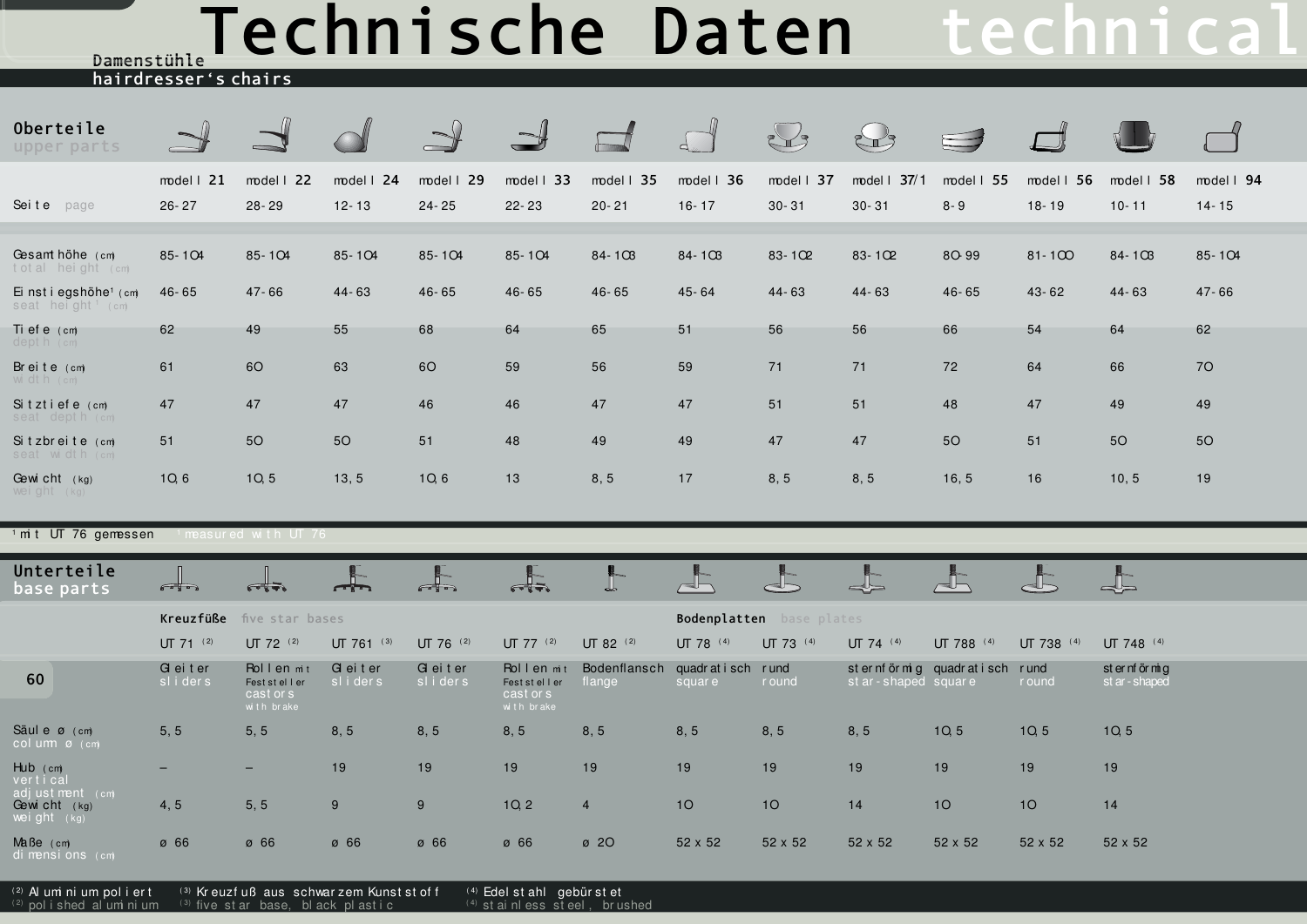# Technische Daten technical

## Damenstühle
## hairdresser's chairs

### Oberteile / upper parts

| | modell 21 | modell 22 | modell 24 | modell 29 | modell 33 | modell 35 | modell 36 | modell 37 | modell 37/1 | modell 55 | modell 56 | modell 58 | modell 94 |
|---|---|---|---|---|---|---|---|---|---|---|---|---|---|
| Seite / page | 26-27 | 28-29 | 12-13 | 24-25 | 22-23 | 20-21 | 16-17 | 30-31 | 30-31 | 8-9 | 18-19 | 10-11 | 14-15 |
| Gesamthöhe (cm) / total height (cm) | 85-104 | 85-104 | 85-104 | 85-104 | 85-104 | 84-103 | 84-103 | 83-102 | 83-102 | 80-99 | 81-100 | 84-103 | 85-104 |
| Einstiegshöhe[1] (cm) / seat height[1] (cm) | 46-65 | 47-66 | 44-63 | 46-65 | 46-65 | 46-65 | 45-64 | 44-63 | 44-63 | 46-65 | 43-62 | 44-63 | 47-66 |
| Tiefe (cm) / depth (cm) | 62 | 49 | 55 | 68 | 64 | 65 | 51 | 56 | 56 | 66 | 54 | 64 | 62 |
| Breite (cm) / width (cm) | 61 | 60 | 63 | 60 | 59 | 56 | 59 | 71 | 71 | 72 | 64 | 66 | 70 |
| Sitztiefe (cm) / seat depth (cm) | 47 | 47 | 47 | 46 | 46 | 47 | 47 | 51 | 51 | 48 | 47 | 49 | 49 |
| Sitzbreite (cm) / seat width (cm) | 51 | 50 | 50 | 51 | 48 | 49 | 49 | 47 | 47 | 50 | 51 | 50 | 50 |
| Gewicht (kg) / weight (kg) | 10,6 | 10,5 | 13,5 | 10,6 | 13 | 8,5 | 17 | 8,5 | 8,5 | 16,5 | 16 | 10,5 | 19 |

[1] mit UT 76 gemessen [1] measured with UT 76

### Unterteile / base parts

| | Kreuzfüße five star bases | | | | | | Bodenplatten base plates | | | | | |
|---|---|---|---|---|---|---|---|---|---|---|---|---|
| | UT 71 (2) | UT 72 (2) | UT 761 (3) | UT 76 (2) | UT 77 (2) | UT 82 (2) | UT 78 (4) | UT 73 (4) | UT 74 (4) | UT 788 (4) | UT 738 (4) | UT 748 (4) |
| | Gleiter / sliders | Rollen mit Feststeller / castors with brake | Gleiter / sliders | Gleiter / sliders | Rollen mit Feststeller / castors with brake | Bodenflansch / flange | quadratisch / square | rund / round | sternförmig / star-shaped | quadratisch / square | rund / round | sternförmig / star-shaped |
| Säule ø (cm) / column ø (cm) | 5,5 | 5,5 | 8,5 | 8,5 | 8,5 | 8,5 | 8,5 | 8,5 | 8,5 | 10,5 | 10,5 | 10,5 |
| Hub (cm) / vertical adjustment (cm) | – | – | 19 | 19 | 19 | 19 | 19 | 19 | 19 | 19 | 19 | 19 |
| Gewicht (kg) / weight (kg) | 4,5 | 5,5 | 9 | 9 | 10,2 | 4 | 10 | 10 | 14 | 10 | 10 | 14 |
| Maße (cm) / dimensions (cm) | ø 66 | ø 66 | ø 66 | ø 66 | ø 66 | ø 20 | 52 x 52 | 52 x 52 | 52 x 52 | 52 x 52 | 52 x 52 | 52 x 52 |

(2) Aluminium poliert / polished aluminium (3) Kreuzfuß aus schwarzem Kunststoff / five star base, black plastic (4) Edelstahl gebürstet / stainless steel, brushed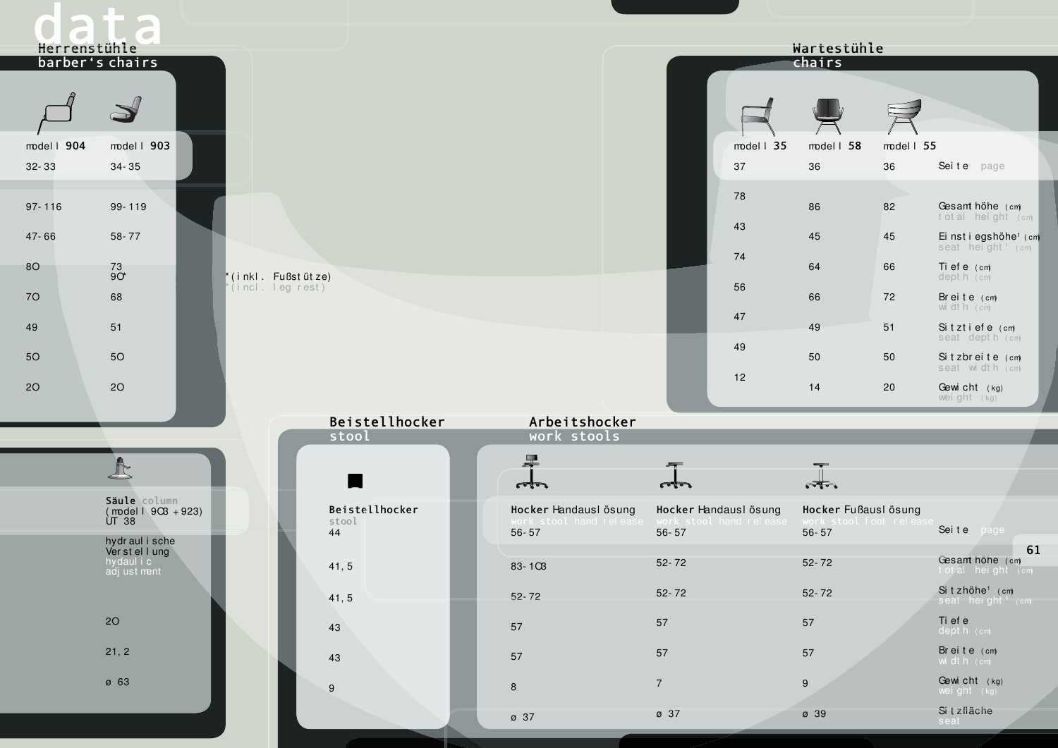# data

## Herrenstühle
barber's chairs

| modell 904 | modell 903 | |
|---|---|---|
| 32-33 | 34-35 | |
| 97-116 | 99-119 | |
| 47-66 | 58-77 | |
| 80 | 73<br>90* | *(inkl. Fußstütze)<br>*(incl. leg rest) |
| 70 | 68 | |
| 49 | 51 | |
| 50 | 50 | |
| 20 | 20 | |

**Säule** column
(modell 903 + 923)
UT 38

hydraulische Verstellung
hydaulic adjustment

| |
|---|
| 20 |
| 21,2 |
| ø 63 |

## Wartestühle
chairs

| modell 35 | modell 58 | modell 55 | |
|---|---|---|---|
| 37 | 36 | 36 | Seite page |
| 78 | 86 | 82 | Gesamthöhe (cm)<br>total height (cm) |
| 43 | 45 | 45 | Einstiegshöhe[1] (cm)<br>seat height[1] (cm) |
| 74 | 64 | 66 | Tiefe (cm)<br>depth (cm) |
| 56 | 66 | 72 | Breite (cm)<br>width (cm) |
| 47 | 49 | 51 | Sitztiefe (cm)<br>seat depth (cm) |
| 49 | 50 | 50 | Sitzbreite (cm)<br>seat width (cm) |
| 12 | 14 | 20 | Gewicht (kg)<br>weight (kg) |

## Beistellhocker
stool

## Arbeitshocker
work stools

| **Beistellhocker** stool | **Hocker** Handauslösung<br>work stool hand release | **Hocker** Handauslösung<br>work stool hand release | **Hocker** Fußauslösung<br>work stool foot release | |
|---|---|---|---|---|
| 44 | 56-57 | 56-57 | 56-57 | Seite page |
| 41,5 | 83-103 | 52-72 | 52-72 | Gesamthöhe (cm)<br>total height (cm) |
| 41,5 | 52-72 | 52-72 | 52-72 | Sitzhöhe[1] (cm)<br>seat height[1] (cm) |
| 43 | 57 | 57 | 57 | Tiefe<br>depth (cm) |
| 43 | 57 | 57 | 57 | Breite (cm)<br>width (cm) |
| 9 | 8 | 7 | 9 | Gewicht (kg)<br>weight (kg) |
| | ø 37 | ø 37 | ø 39 | Sitzfläche<br>seat |